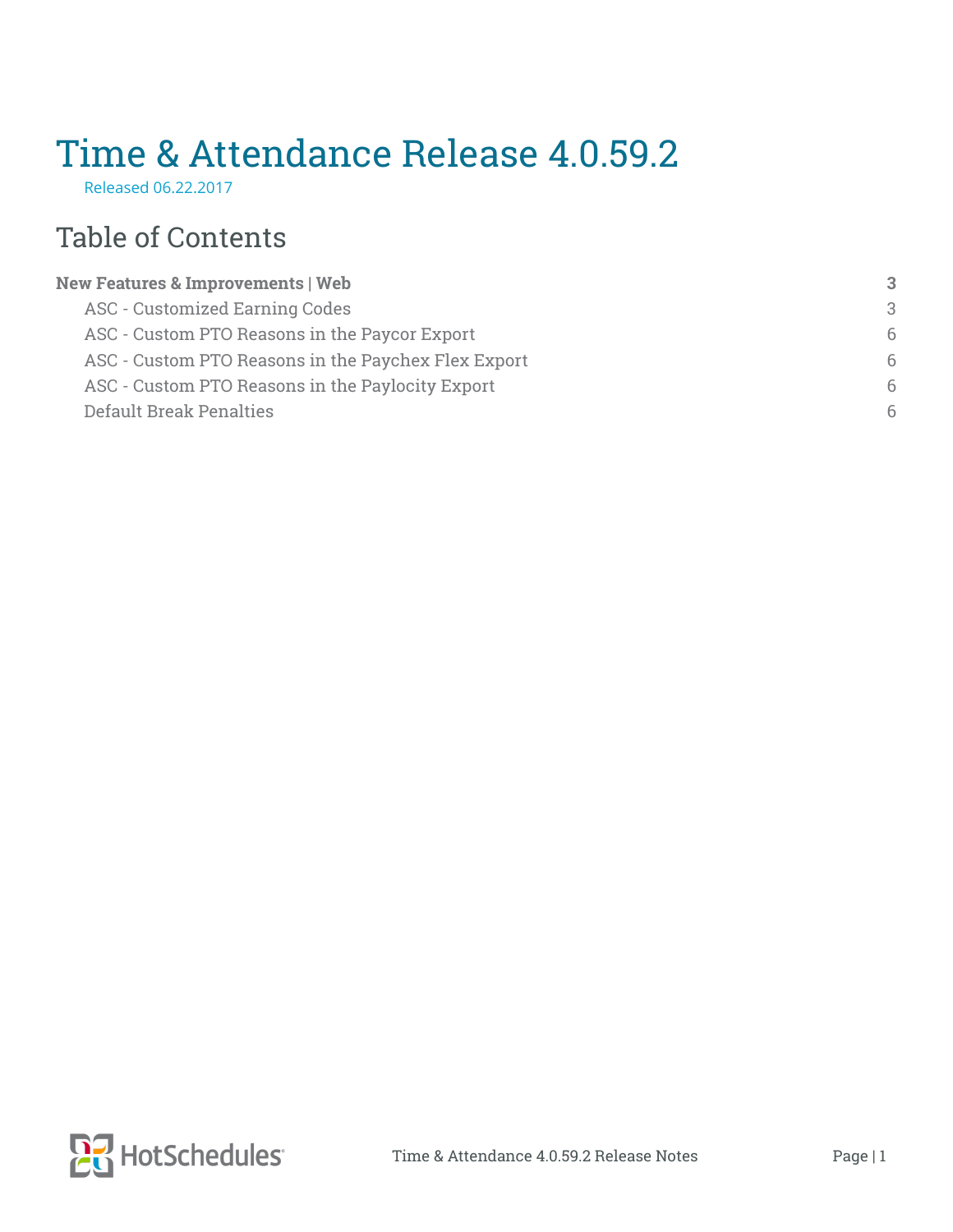# Time & Attendance Release 4.0.59.2

Released 06.22.2017

## Table of Contents

**New Features & Improvements | Web** **3**

- ASC - Customized Earning Codes 3
- ASC - Custom PTO Reasons in the Paycor Export 6
- ASC - Custom PTO Reasons in the Paychex Flex Export 6
- ASC - Custom PTO Reasons in the Paylocity Export 6
- Default Break Penalties 6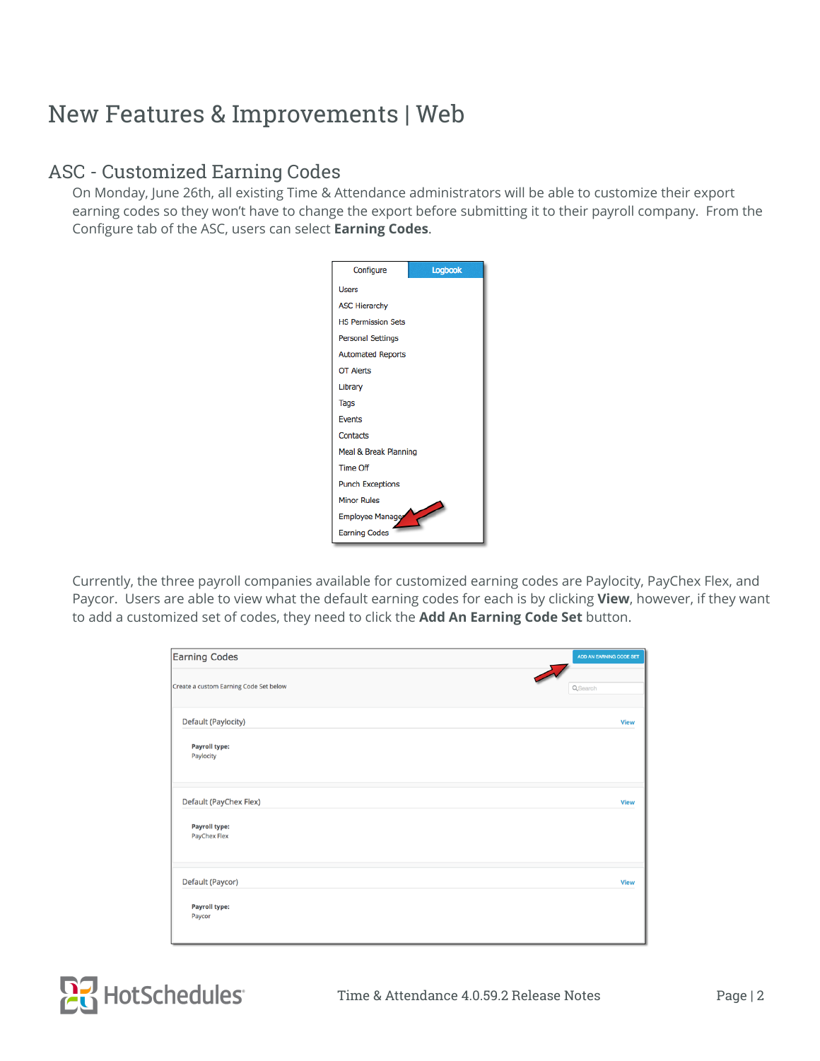# New Features & Improvements | Web

## ASC - Customized Earning Codes

On Monday, June 26th, all existing Time & Attendance administrators will be able to customize their export earning codes so they won't have to change the export before submitting it to their payroll company. From the Configure tab of the ASC, users can select **Earning Codes**.

Currently, the three payroll companies available for customized earning codes are Paylocity, PayChex Flex, and Paycor. Users are able to view what the default earning codes for each is by clicking **View**, however, if they want to add a customized set of codes, they need to click the **Add An Earning Code Set** button.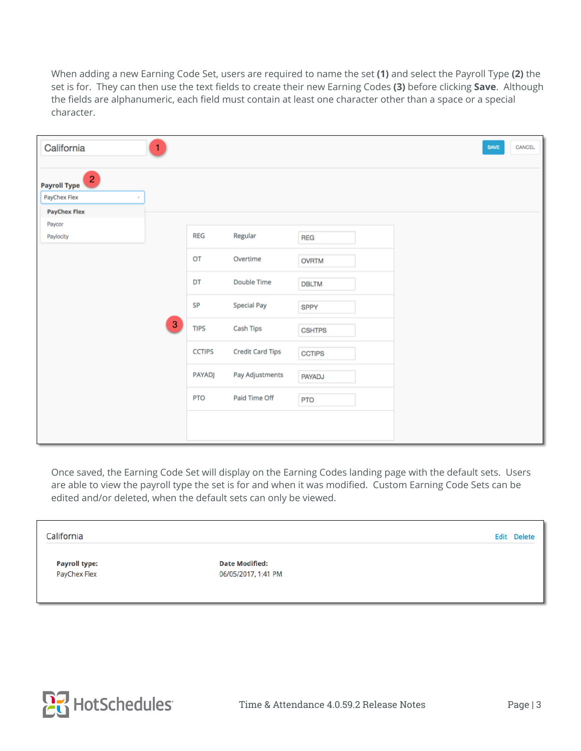When adding a new Earning Code Set, users are required to name the set **(1)** and select the Payroll Type **(2)** the set is for. They can then use the text fields to create their new Earning Codes **(3)** before clicking **Save**. Although the fields are alphanumeric, each field must contain at least one character other than a space or a special character.

California **(1)**

SAVE | CANCEL

**Payroll Type (2)**

PayChex Flex

- **PayChex Flex**
- Paycor
- Paylocity

**(3)**

| | | |
|---|---|---|
| REG | Regular | REG |
| OT | Overtime | OVRTM |
| DT | Double Time | DBLTM |
| SP | Special Pay | SPPY |
| TIPS | Cash Tips | CSHTPS |
| CCTIPS | Credit Card Tips | CCTIPS |
| PAYADJ | Pay Adjustments | PAYADJ |
| PTO | Paid Time Off | PTO |

Once saved, the Earning Code Set will display on the Earning Codes landing page with the default sets. Users are able to view the payroll type the set is for and when it was modified. Custom Earning Code Sets can be edited and/or deleted, when the default sets can only be viewed.

California — Edit | Delete

| **Payroll type:** | **Date Modified:** |
|---|---|
| PayChex Flex | 06/05/2017, 1:41 PM |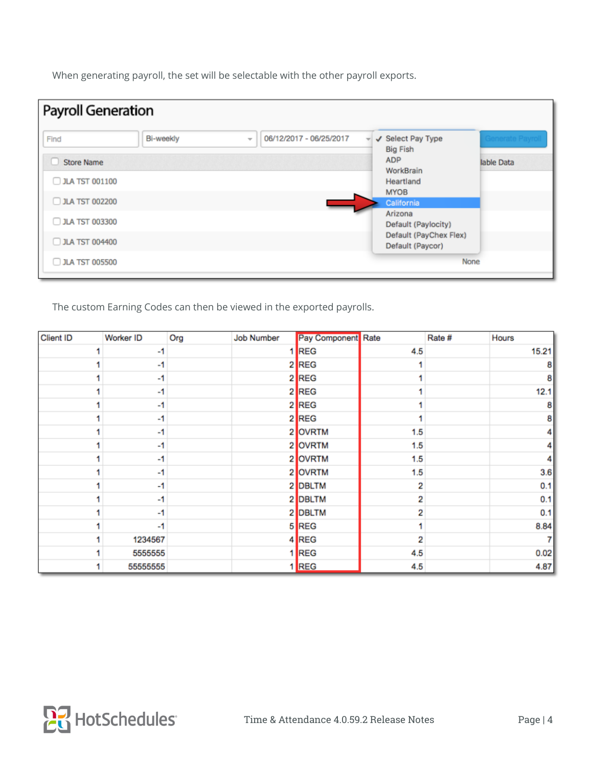When generating payroll, the set will be selectable with the other payroll exports.

The custom Earning Codes can then be viewed in the exported payrolls.

| Client ID | Worker ID | Org | Job Number | Pay Component | Rate | Rate # | Hours |
|---|---|---|---|---|---|---|---|
| 1 | -1 | | 1 | REG | 4.5 | | 15.21 |
| 1 | -1 | | 2 | REG | 1 | | 8 |
| 1 | -1 | | 2 | REG | 1 | | 8 |
| 1 | -1 | | 2 | REG | 1 | | 12.1 |
| 1 | -1 | | 2 | REG | 1 | | 8 |
| 1 | -1 | | 2 | REG | 1 | | 8 |
| 1 | -1 | | 2 | OVRTM | 1.5 | | 4 |
| 1 | -1 | | 2 | OVRTM | 1.5 | | 4 |
| 1 | -1 | | 2 | OVRTM | 1.5 | | 4 |
| 1 | -1 | | 2 | OVRTM | 1.5 | | 3.6 |
| 1 | -1 | | 2 | DBLTM | 2 | | 0.1 |
| 1 | -1 | | 2 | DBLTM | 2 | | 0.1 |
| 1 | -1 | | 2 | DBLTM | 2 | | 0.1 |
| 1 | -1 | | 5 | REG | 1 | | 8.84 |
| 1 | 1234567 | | 4 | REG | 2 | | 7 |
| 1 | 5555555 | | 1 | REG | 4.5 | | 0.02 |
| 1 | 55555555 | | 1 | REG | 4.5 | | 4.87 |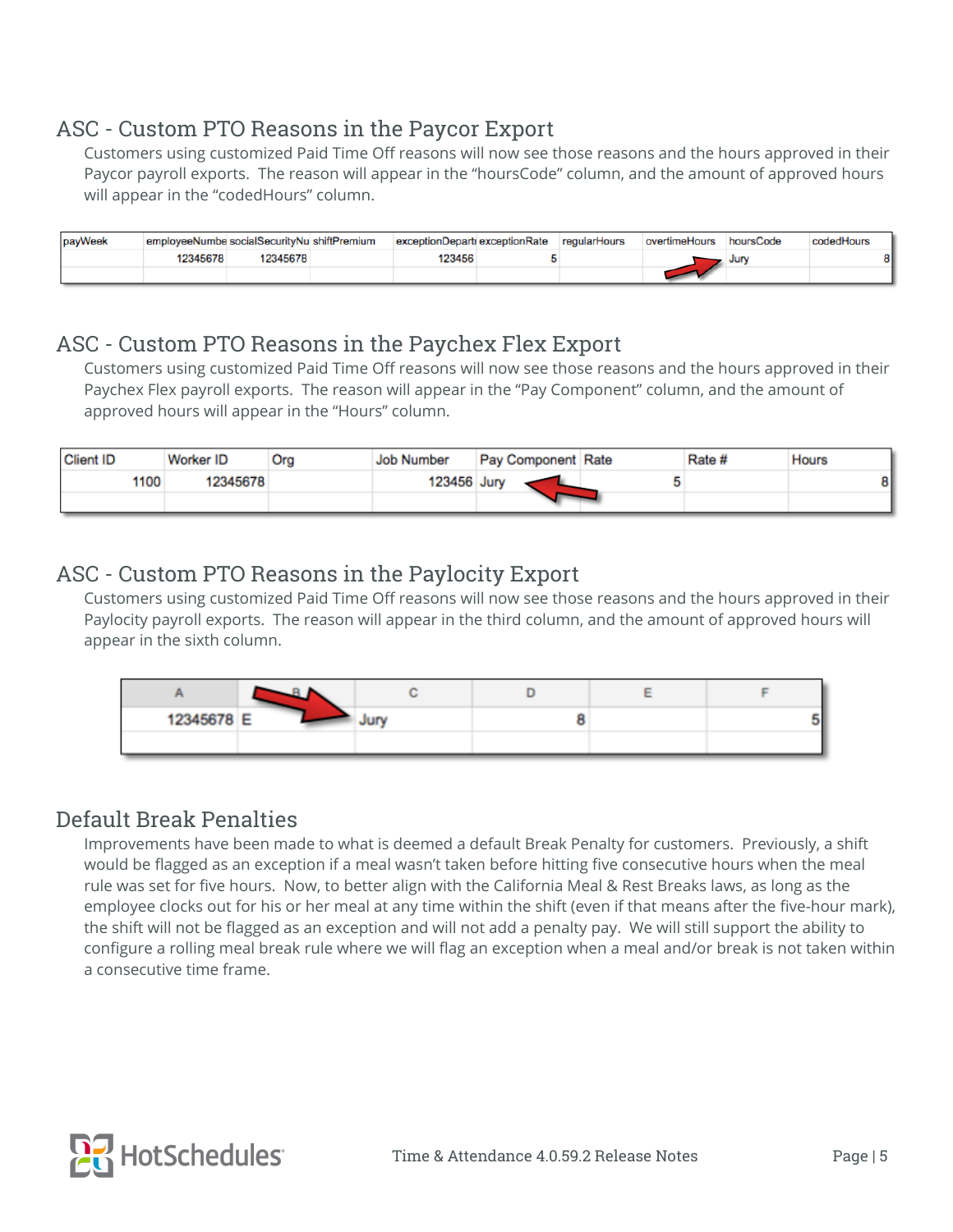## ASC - Custom PTO Reasons in the Paycor Export

Customers using customized Paid Time Off reasons will now see those reasons and the hours approved in their Paycor payroll exports. The reason will appear in the "hoursCode" column, and the amount of approved hours will appear in the "codedHours" column.

| payWeek | employeeNumbe | socialSecurityNu | shiftPremium | exceptionDeparti | exceptionRate | regularHours | overtimeHours | hoursCode | codedHours |
|---|---|---|---|---|---|---|---|---|---|
| | 12345678 | 12345678 | | 123456 | 5 | | | Jury | 8 |

## ASC - Custom PTO Reasons in the Paychex Flex Export

Customers using customized Paid Time Off reasons will now see those reasons and the hours approved in their Paychex Flex payroll exports. The reason will appear in the "Pay Component" column, and the amount of approved hours will appear in the "Hours" column.

| Client ID | Worker ID | Org | Job Number | Pay Component | Rate | Rate # | Hours |
|---|---|---|---|---|---|---|---|
| 1100 | 12345678 | | 123456 | Jury | 5 | | 8 |

## ASC - Custom PTO Reasons in the Paylocity Export

Customers using customized Paid Time Off reasons will now see those reasons and the hours approved in their Paylocity payroll exports. The reason will appear in the third column, and the amount of approved hours will appear in the sixth column.

| A | B | C | D | E | F |
|---|---|---|---|---|---|
| 12345678 | E | Jury | 8 | | 5 |

## Default Break Penalties

Improvements have been made to what is deemed a default Break Penalty for customers. Previously, a shift would be flagged as an exception if a meal wasn't taken before hitting five consecutive hours when the meal rule was set for five hours. Now, to better align with the California Meal & Rest Breaks laws, as long as the employee clocks out for his or her meal at any time within the shift (even if that means after the five-hour mark), the shift will not be flagged as an exception and will not add a penalty pay. We will still support the ability to configure a rolling meal break rule where we will flag an exception when a meal and/or break is not taken within a consecutive time frame.